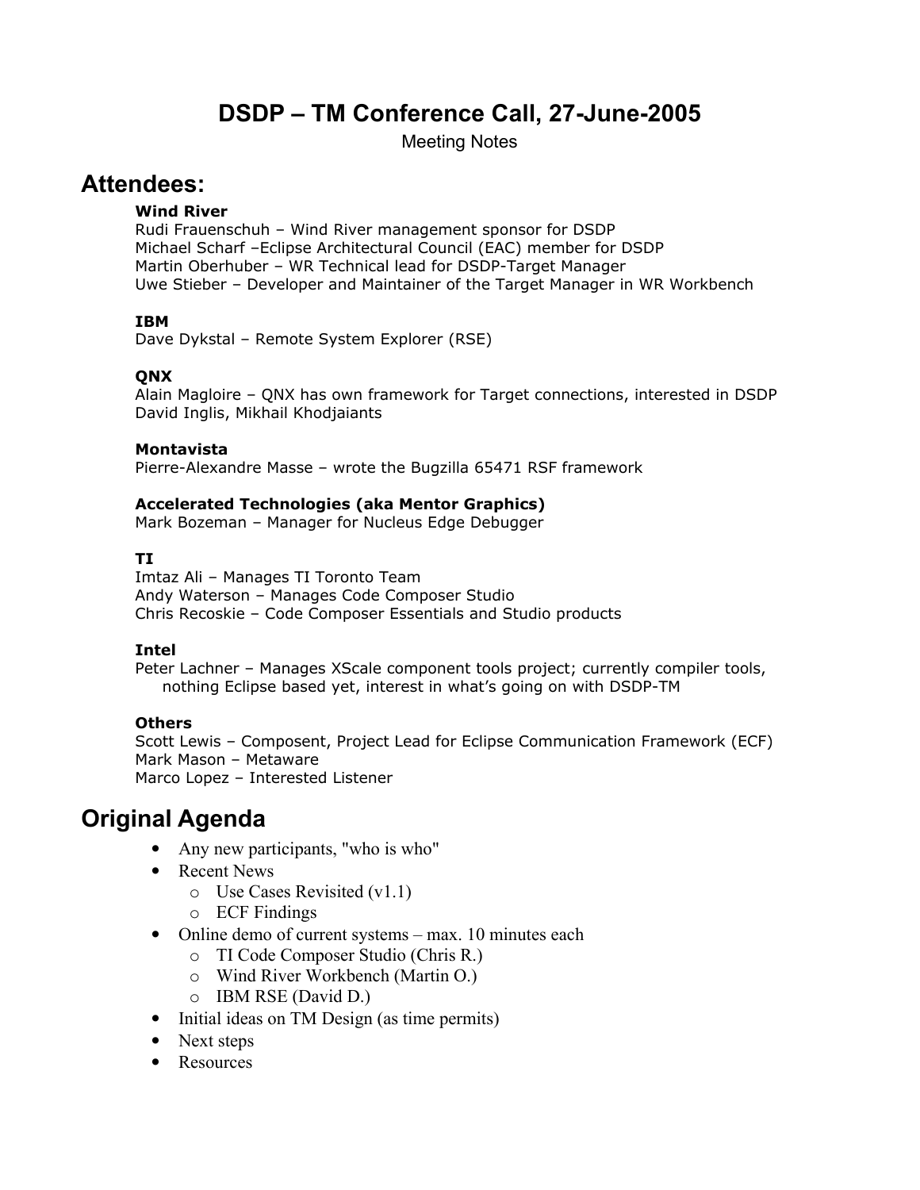# DSDP – TM Conference Call, 27-June-2005

Meeting Notes

## Attendees:

**Wind River**
Rudi Frauenschuh – Wind River management sponsor for DSDP
Michael Scharf –Eclipse Architectural Council (EAC) member for DSDP
Martin Oberhuber – WR Technical lead for DSDP-Target Manager
Uwe Stieber – Developer and Maintainer of the Target Manager in WR Workbench

**IBM**
Dave Dykstal – Remote System Explorer (RSE)

**QNX**
Alain Magloire – QNX has own framework for Target connections, interested in DSDP
David Inglis, Mikhail Khodjaiants

**Montavista**
Pierre-Alexandre Masse – wrote the Bugzilla 65471 RSF framework

**Accelerated Technologies (aka Mentor Graphics)**
Mark Bozeman – Manager for Nucleus Edge Debugger

**TI**
Imtaz Ali – Manages TI Toronto Team
Andy Waterson – Manages Code Composer Studio
Chris Recoskie – Code Composer Essentials and Studio products

**Intel**
Peter Lachner – Manages XScale component tools project; currently compiler tools, nothing Eclipse based yet, interest in what's going on with DSDP-TM

**Others**
Scott Lewis – Composent, Project Lead for Eclipse Communication Framework (ECF)
Mark Mason – Metaware
Marco Lopez – Interested Listener

## Original Agenda

- Any new participants, "who is who"
- Recent News
  - Use Cases Revisited (v1.1)
  - ECF Findings
- Online demo of current systems – max. 10 minutes each
  - TI Code Composer Studio (Chris R.)
  - Wind River Workbench (Martin O.)
  - IBM RSE (David D.)
- Initial ideas on TM Design (as time permits)
- Next steps
- Resources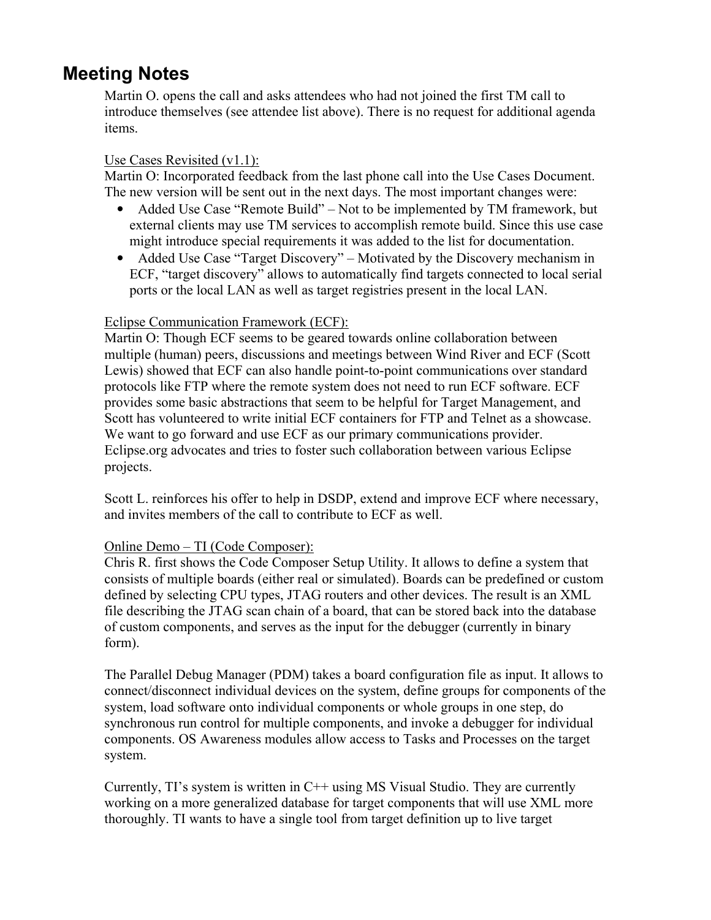## Meeting Notes

Martin O. opens the call and asks attendees who had not joined the first TM call to introduce themselves (see attendee list above). There is no request for additional agenda items.

Use Cases Revisited (v1.1):

Martin O: Incorporated feedback from the last phone call into the Use Cases Document. The new version will be sent out in the next days. The most important changes were:

- Added Use Case “Remote Build” – Not to be implemented by TM framework, but external clients may use TM services to accomplish remote build. Since this use case might introduce special requirements it was added to the list for documentation.
- Added Use Case “Target Discovery” – Motivated by the Discovery mechanism in ECF, “target discovery” allows to automatically find targets connected to local serial ports or the local LAN as well as target registries present in the local LAN.

Eclipse Communication Framework (ECF):

Martin O: Though ECF seems to be geared towards online collaboration between multiple (human) peers, discussions and meetings between Wind River and ECF (Scott Lewis) showed that ECF can also handle point-to-point communications over standard protocols like FTP where the remote system does not need to run ECF software. ECF provides some basic abstractions that seem to be helpful for Target Management, and Scott has volunteered to write initial ECF containers for FTP and Telnet as a showcase. We want to go forward and use ECF as our primary communications provider. Eclipse.org advocates and tries to foster such collaboration between various Eclipse projects.

Scott L. reinforces his offer to help in DSDP, extend and improve ECF where necessary, and invites members of the call to contribute to ECF as well.

Online Demo – TI (Code Composer):

Chris R. first shows the Code Composer Setup Utility. It allows to define a system that consists of multiple boards (either real or simulated). Boards can be predefined or custom defined by selecting CPU types, JTAG routers and other devices. The result is an XML file describing the JTAG scan chain of a board, that can be stored back into the database of custom components, and serves as the input for the debugger (currently in binary form).

The Parallel Debug Manager (PDM) takes a board configuration file as input. It allows to connect/disconnect individual devices on the system, define groups for components of the system, load software onto individual components or whole groups in one step, do synchronous run control for multiple components, and invoke a debugger for individual components. OS Awareness modules allow access to Tasks and Processes on the target system.

Currently, TI’s system is written in C++ using MS Visual Studio. They are currently working on a more generalized database for target components that will use XML more thoroughly. TI wants to have a single tool from target definition up to live target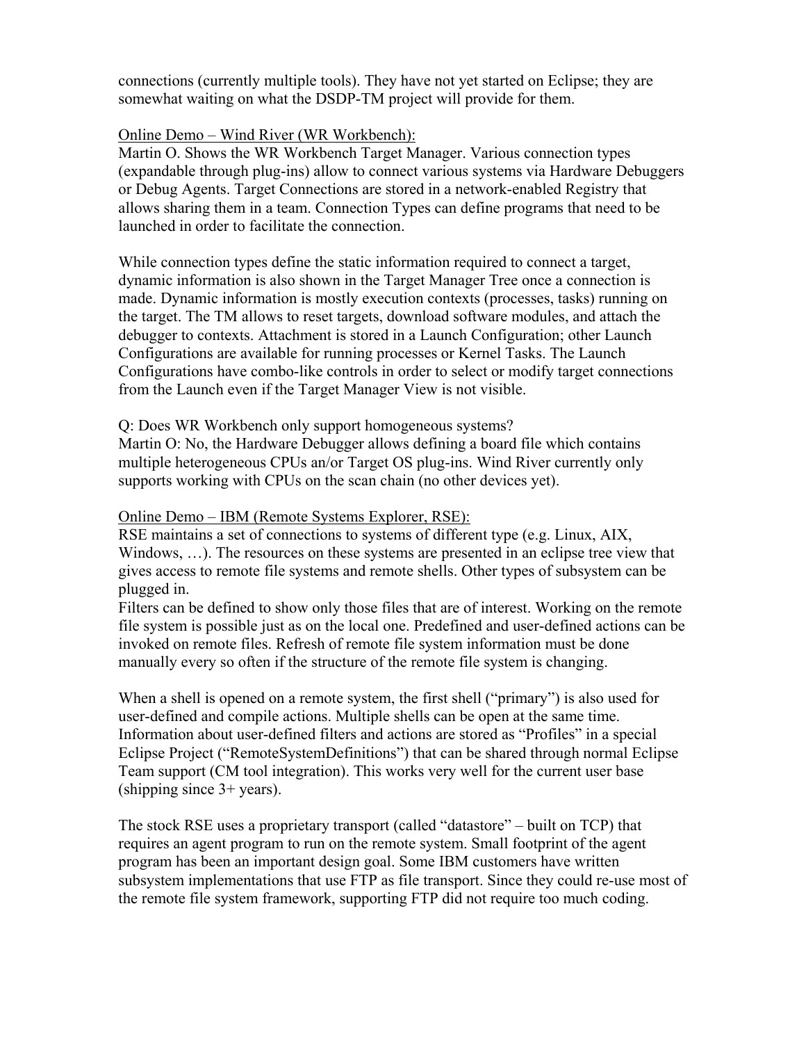connections (currently multiple tools). They have not yet started on Eclipse; they are somewhat waiting on what the DSDP-TM project will provide for them.

Online Demo – Wind River (WR Workbench):

Martin O. Shows the WR Workbench Target Manager. Various connection types (expandable through plug-ins) allow to connect various systems via Hardware Debuggers or Debug Agents. Target Connections are stored in a network-enabled Registry that allows sharing them in a team. Connection Types can define programs that need to be launched in order to facilitate the connection.

While connection types define the static information required to connect a target, dynamic information is also shown in the Target Manager Tree once a connection is made. Dynamic information is mostly execution contexts (processes, tasks) running on the target. The TM allows to reset targets, download software modules, and attach the debugger to contexts. Attachment is stored in a Launch Configuration; other Launch Configurations are available for running processes or Kernel Tasks. The Launch Configurations have combo-like controls in order to select or modify target connections from the Launch even if the Target Manager View is not visible.

Q: Does WR Workbench only support homogeneous systems?

Martin O: No, the Hardware Debugger allows defining a board file which contains multiple heterogeneous CPUs an/or Target OS plug-ins. Wind River currently only supports working with CPUs on the scan chain (no other devices yet).

Online Demo – IBM (Remote Systems Explorer, RSE):

RSE maintains a set of connections to systems of different type (e.g. Linux, AIX, Windows, …). The resources on these systems are presented in an eclipse tree view that gives access to remote file systems and remote shells. Other types of subsystem can be plugged in.

Filters can be defined to show only those files that are of interest. Working on the remote file system is possible just as on the local one. Predefined and user-defined actions can be invoked on remote files. Refresh of remote file system information must be done manually every so often if the structure of the remote file system is changing.

When a shell is opened on a remote system, the first shell ("primary") is also used for user-defined and compile actions. Multiple shells can be open at the same time. Information about user-defined filters and actions are stored as "Profiles" in a special Eclipse Project ("RemoteSystemDefinitions") that can be shared through normal Eclipse Team support (CM tool integration). This works very well for the current user base (shipping since 3+ years).

The stock RSE uses a proprietary transport (called "datastore" – built on TCP) that requires an agent program to run on the remote system. Small footprint of the agent program has been an important design goal. Some IBM customers have written subsystem implementations that use FTP as file transport. Since they could re-use most of the remote file system framework, supporting FTP did not require too much coding.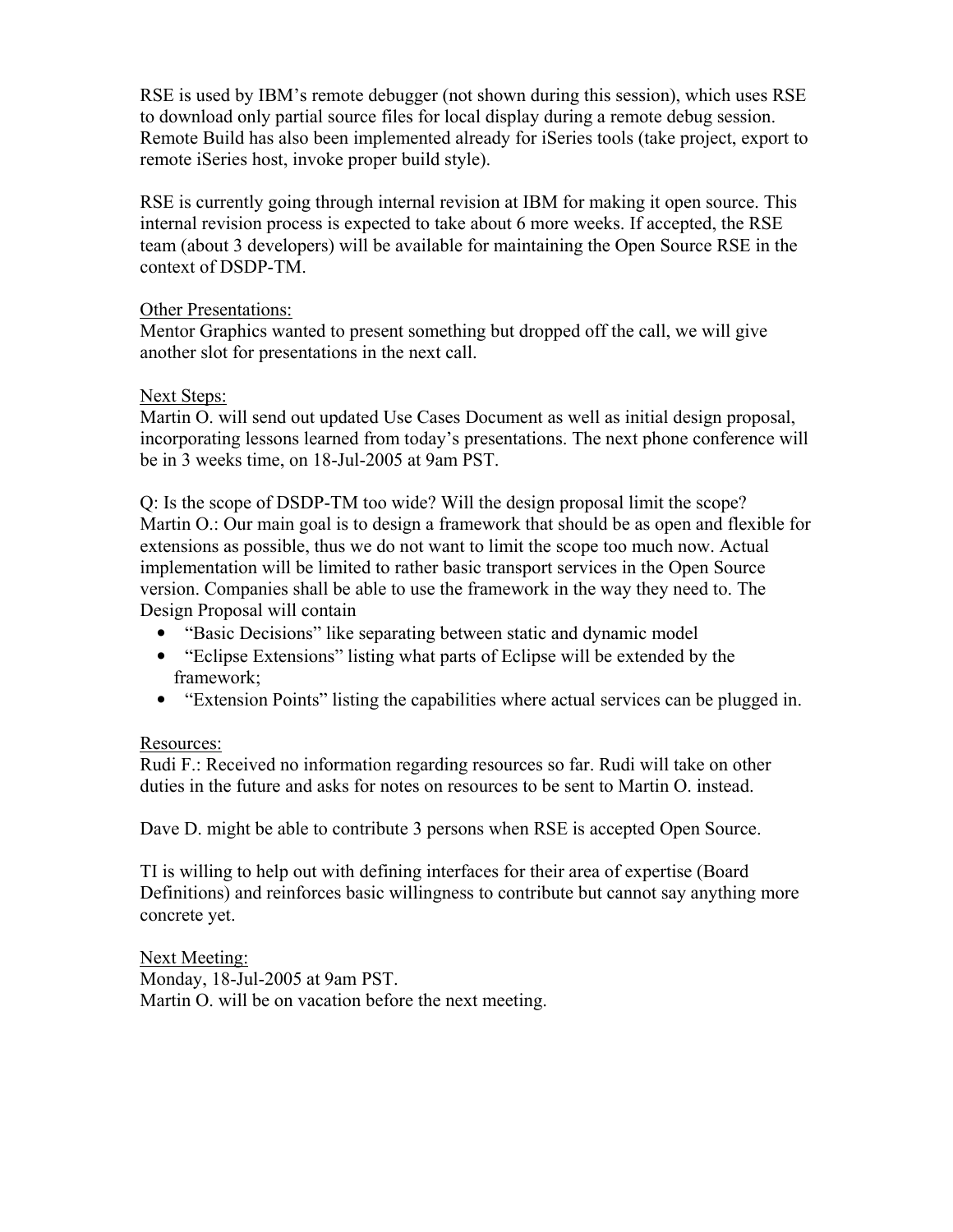RSE is used by IBM's remote debugger (not shown during this session), which uses RSE to download only partial source files for local display during a remote debug session. Remote Build has also been implemented already for iSeries tools (take project, export to remote iSeries host, invoke proper build style).

RSE is currently going through internal revision at IBM for making it open source. This internal revision process is expected to take about 6 more weeks. If accepted, the RSE team (about 3 developers) will be available for maintaining the Open Source RSE in the context of DSDP-TM.

Other Presentations:
Mentor Graphics wanted to present something but dropped off the call, we will give another slot for presentations in the next call.

Next Steps:
Martin O. will send out updated Use Cases Document as well as initial design proposal, incorporating lessons learned from today's presentations. The next phone conference will be in 3 weeks time, on 18-Jul-2005 at 9am PST.

Q: Is the scope of DSDP-TM too wide? Will the design proposal limit the scope?
Martin O.: Our main goal is to design a framework that should be as open and flexible for extensions as possible, thus we do not want to limit the scope too much now. Actual implementation will be limited to rather basic transport services in the Open Source version. Companies shall be able to use the framework in the way they need to. The Design Proposal will contain

- "Basic Decisions" like separating between static and dynamic model
- "Eclipse Extensions" listing what parts of Eclipse will be extended by the framework;
- "Extension Points" listing the capabilities where actual services can be plugged in.

Resources:
Rudi F.: Received no information regarding resources so far. Rudi will take on other duties in the future and asks for notes on resources to be sent to Martin O. instead.

Dave D. might be able to contribute 3 persons when RSE is accepted Open Source.

TI is willing to help out with defining interfaces for their area of expertise (Board Definitions) and reinforces basic willingness to contribute but cannot say anything more concrete yet.

Next Meeting:
Monday, 18-Jul-2005 at 9am PST.
Martin O. will be on vacation before the next meeting.